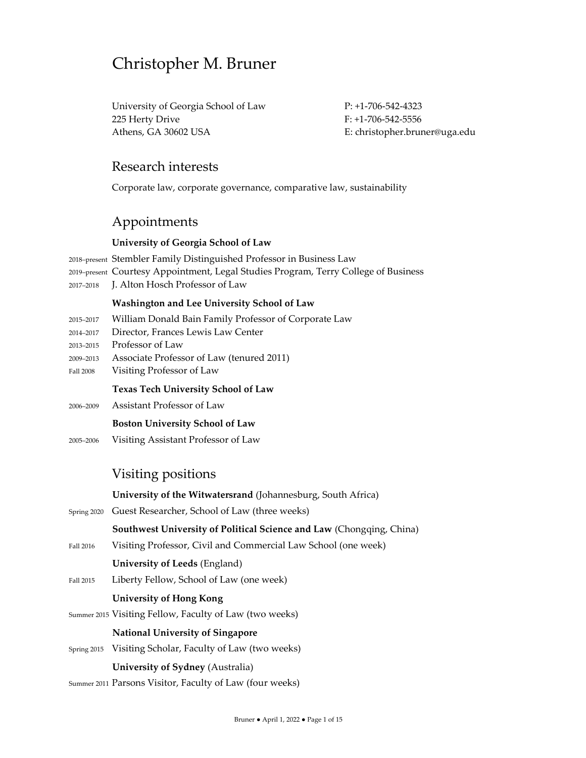# Christopher M. Bruner

University of Georgia School of Law
225 Herty Drive
Athens, GA 30602 USA

P: +1-706-542-4323
F: +1-706-542-5556
E: christopher.bruner@uga.edu

## Research interests

Corporate law, corporate governance, comparative law, sustainability

## Appointments

**University of Georgia School of Law**

2018–present Stembler Family Distinguished Professor in Business Law
2019–present Courtesy Appointment, Legal Studies Program, Terry College of Business
2017–2018 J. Alton Hosch Professor of Law

**Washington and Lee University School of Law**

2015–2017 William Donald Bain Family Professor of Corporate Law
2014–2017 Director, Frances Lewis Law Center
2013–2015 Professor of Law
2009–2013 Associate Professor of Law (tenured 2011)
Fall 2008 Visiting Professor of Law

**Texas Tech University School of Law**

2006–2009 Assistant Professor of Law

**Boston University School of Law**

2005–2006 Visiting Assistant Professor of Law

## Visiting positions

**University of the Witwatersrand** (Johannesburg, South Africa)

Spring 2020 Guest Researcher, School of Law (three weeks)

**Southwest University of Political Science and Law** (Chongqing, China)

Fall 2016 Visiting Professor, Civil and Commercial Law School (one week)

**University of Leeds** (England)

Fall 2015 Liberty Fellow, School of Law (one week)

**University of Hong Kong**

Summer 2015 Visiting Fellow, Faculty of Law (two weeks)

**National University of Singapore**

Spring 2015 Visiting Scholar, Faculty of Law (two weeks)

**University of Sydney** (Australia)

Summer 2011 Parsons Visitor, Faculty of Law (four weeks)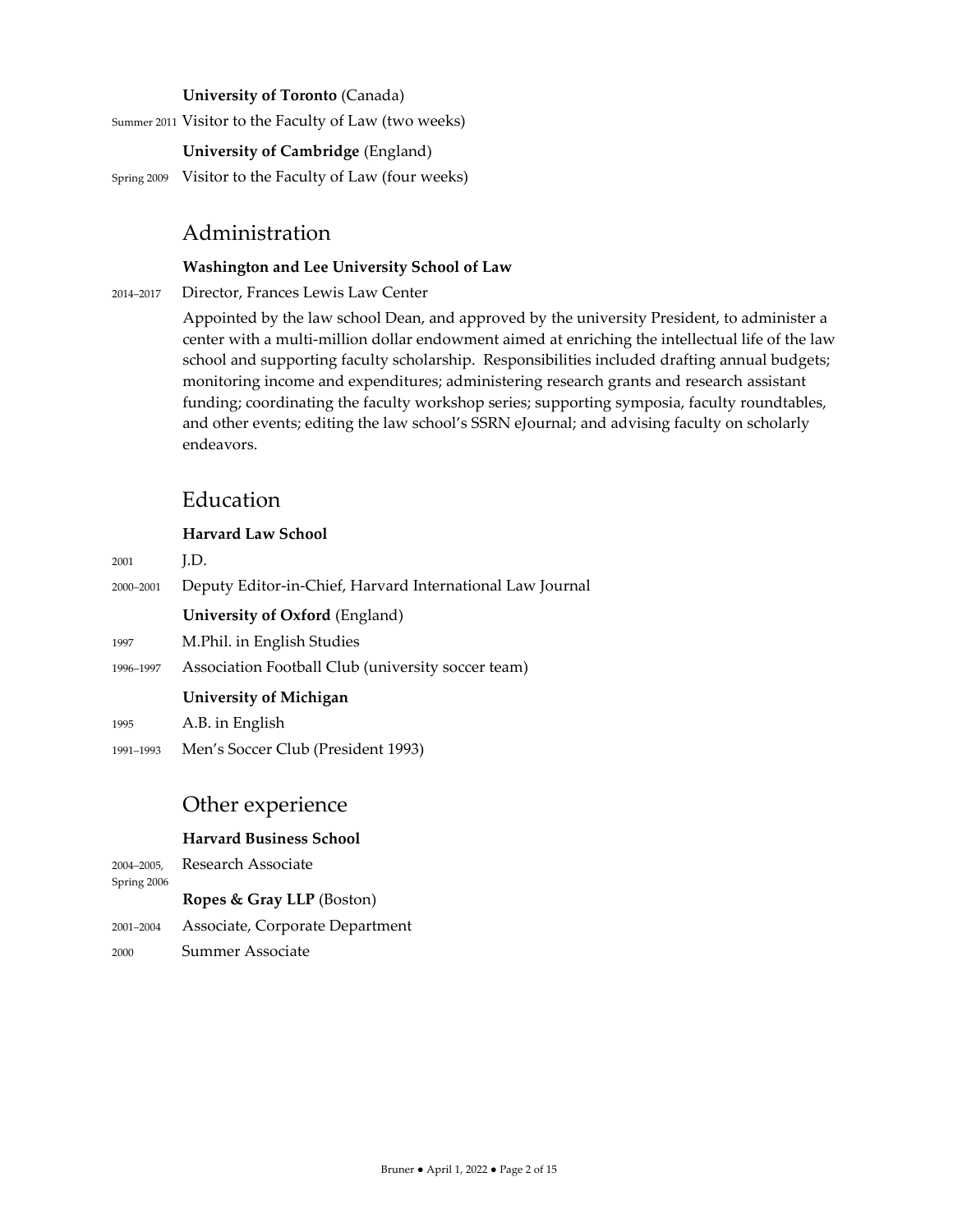**University of Toronto** (Canada)

Summer 2011 Visitor to the Faculty of Law (two weeks)

**University of Cambridge** (England)

Spring 2009 Visitor to the Faculty of Law (four weeks)

## Administration

**Washington and Lee University School of Law**

2014–2017 Director, Frances Lewis Law Center

Appointed by the law school Dean, and approved by the university President, to administer a center with a multi-million dollar endowment aimed at enriching the intellectual life of the law school and supporting faculty scholarship. Responsibilities included drafting annual budgets; monitoring income and expenditures; administering research grants and research assistant funding; coordinating the faculty workshop series; supporting symposia, faculty roundtables, and other events; editing the law school's SSRN eJournal; and advising faculty on scholarly endeavors.

## Education

**Harvard Law School**

2001 J.D.

2000–2001 Deputy Editor-in-Chief, Harvard International Law Journal

**University of Oxford** (England)

1997 M.Phil. in English Studies

1996–1997 Association Football Club (university soccer team)

**University of Michigan**

1995 A.B. in English

1991–1993 Men's Soccer Club (President 1993)

## Other experience

**Harvard Business School**

2004–2005, Spring 2006 Research Associate

**Ropes & Gray LLP** (Boston)

2001–2004 Associate, Corporate Department

2000 Summer Associate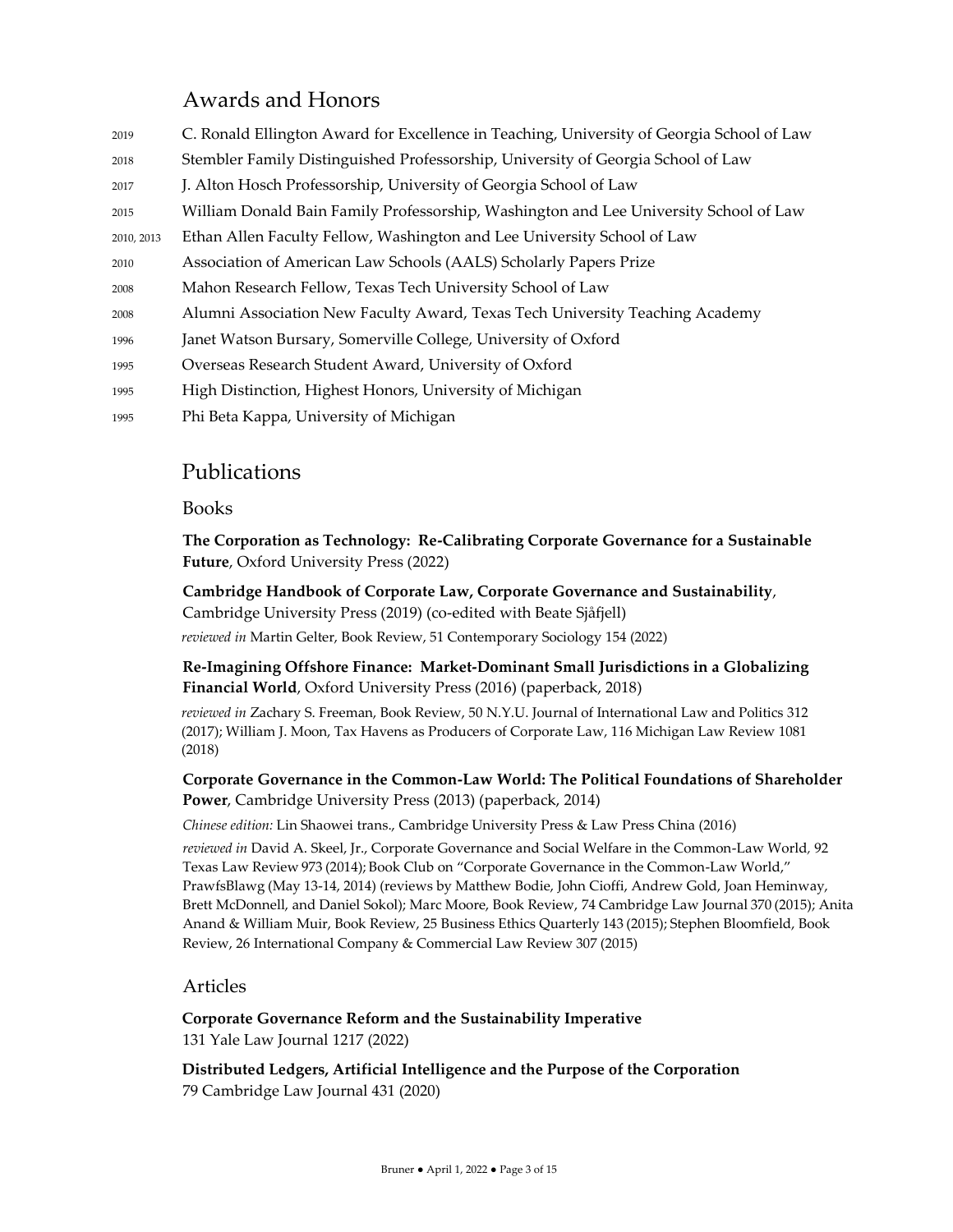## Awards and Honors

- 2019 C. Ronald Ellington Award for Excellence in Teaching, University of Georgia School of Law
- 2018 Stembler Family Distinguished Professorship, University of Georgia School of Law
- 2017 J. Alton Hosch Professorship, University of Georgia School of Law
- 2015 William Donald Bain Family Professorship, Washington and Lee University School of Law
- 2010, 2013 Ethan Allen Faculty Fellow, Washington and Lee University School of Law
- 2010 Association of American Law Schools (AALS) Scholarly Papers Prize
- 2008 Mahon Research Fellow, Texas Tech University School of Law
- 2008 Alumni Association New Faculty Award, Texas Tech University Teaching Academy
- 1996 Janet Watson Bursary, Somerville College, University of Oxford
- 1995 Overseas Research Student Award, University of Oxford
- 1995 High Distinction, Highest Honors, University of Michigan
- 1995 Phi Beta Kappa, University of Michigan

## Publications

### Books

**The Corporation as Technology: Re-Calibrating Corporate Governance for a Sustainable Future**, Oxford University Press (2022)

**Cambridge Handbook of Corporate Law, Corporate Governance and Sustainability**, Cambridge University Press (2019) (co-edited with Beate Sjåfjell)

*reviewed in* Martin Gelter, Book Review, 51 Contemporary Sociology 154 (2022)

**Re-Imagining Offshore Finance: Market-Dominant Small Jurisdictions in a Globalizing Financial World**, Oxford University Press (2016) (paperback, 2018)

*reviewed in* Zachary S. Freeman, Book Review, 50 N.Y.U. Journal of International Law and Politics 312 (2017); William J. Moon, Tax Havens as Producers of Corporate Law, 116 Michigan Law Review 1081 (2018)

**Corporate Governance in the Common-Law World: The Political Foundations of Shareholder Power**, Cambridge University Press (2013) (paperback, 2014)

*Chinese edition:* Lin Shaowei trans., Cambridge University Press & Law Press China (2016)

*reviewed in* David A. Skeel, Jr., Corporate Governance and Social Welfare in the Common-Law World, 92 Texas Law Review 973 (2014); Book Club on "Corporate Governance in the Common-Law World," PrawfsBlawg (May 13-14, 2014) (reviews by Matthew Bodie, John Cioffi, Andrew Gold, Joan Heminway, Brett McDonnell, and Daniel Sokol); Marc Moore, Book Review, 74 Cambridge Law Journal 370 (2015); Anita Anand & William Muir, Book Review, 25 Business Ethics Quarterly 143 (2015); Stephen Bloomfield, Book Review, 26 International Company & Commercial Law Review 307 (2015)

### Articles

**Corporate Governance Reform and the Sustainability Imperative**
131 Yale Law Journal 1217 (2022)

**Distributed Ledgers, Artificial Intelligence and the Purpose of the Corporation**
79 Cambridge Law Journal 431 (2020)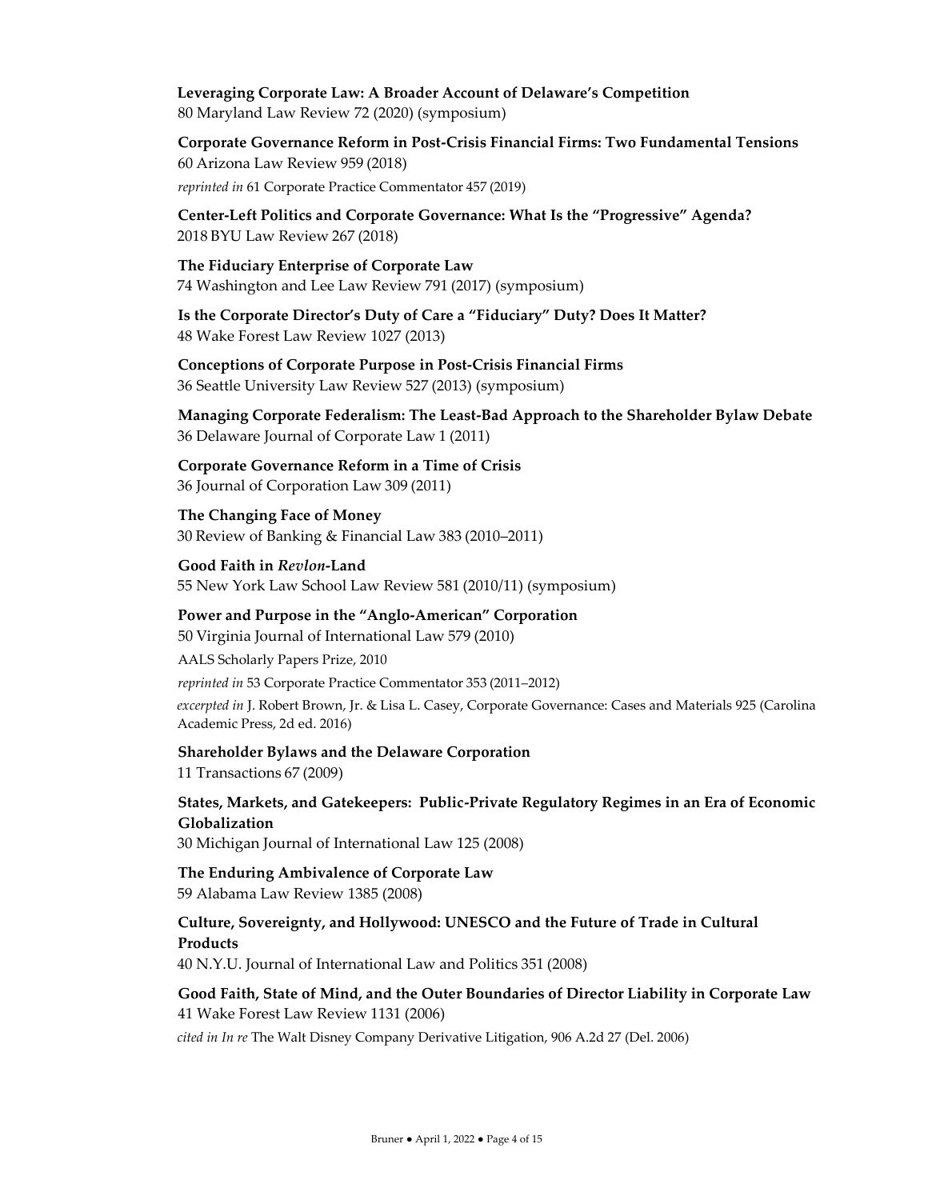**Leveraging Corporate Law: A Broader Account of Delaware's Competition**
80 Maryland Law Review 72 (2020) (symposium)

**Corporate Governance Reform in Post-Crisis Financial Firms: Two Fundamental Tensions**
60 Arizona Law Review 959 (2018)
*reprinted in* 61 Corporate Practice Commentator 457 (2019)

**Center-Left Politics and Corporate Governance: What Is the "Progressive" Agenda?**
2018 BYU Law Review 267 (2018)

**The Fiduciary Enterprise of Corporate Law**
74 Washington and Lee Law Review 791 (2017) (symposium)

**Is the Corporate Director's Duty of Care a "Fiduciary" Duty? Does It Matter?**
48 Wake Forest Law Review 1027 (2013)

**Conceptions of Corporate Purpose in Post-Crisis Financial Firms**
36 Seattle University Law Review 527 (2013) (symposium)

**Managing Corporate Federalism: The Least-Bad Approach to the Shareholder Bylaw Debate**
36 Delaware Journal of Corporate Law 1 (2011)

**Corporate Governance Reform in a Time of Crisis**
36 Journal of Corporation Law 309 (2011)

**The Changing Face of Money**
30 Review of Banking & Financial Law 383 (2010–2011)

**Good Faith in *Revlon*-Land**
55 New York Law School Law Review 581 (2010/11) (symposium)

**Power and Purpose in the "Anglo-American" Corporation**
50 Virginia Journal of International Law 579 (2010)
AALS Scholarly Papers Prize, 2010
*reprinted in* 53 Corporate Practice Commentator 353 (2011–2012)
*excerpted in* J. Robert Brown, Jr. & Lisa L. Casey, Corporate Governance: Cases and Materials 925 (Carolina Academic Press, 2d ed. 2016)

**Shareholder Bylaws and the Delaware Corporation**
11 Transactions 67 (2009)

**States, Markets, and Gatekeepers: Public-Private Regulatory Regimes in an Era of Economic Globalization**
30 Michigan Journal of International Law 125 (2008)

**The Enduring Ambivalence of Corporate Law**
59 Alabama Law Review 1385 (2008)

**Culture, Sovereignty, and Hollywood: UNESCO and the Future of Trade in Cultural Products**
40 N.Y.U. Journal of International Law and Politics 351 (2008)

**Good Faith, State of Mind, and the Outer Boundaries of Director Liability in Corporate Law**
41 Wake Forest Law Review 1131 (2006)
*cited in In re* The Walt Disney Company Derivative Litigation, 906 A.2d 27 (Del. 2006)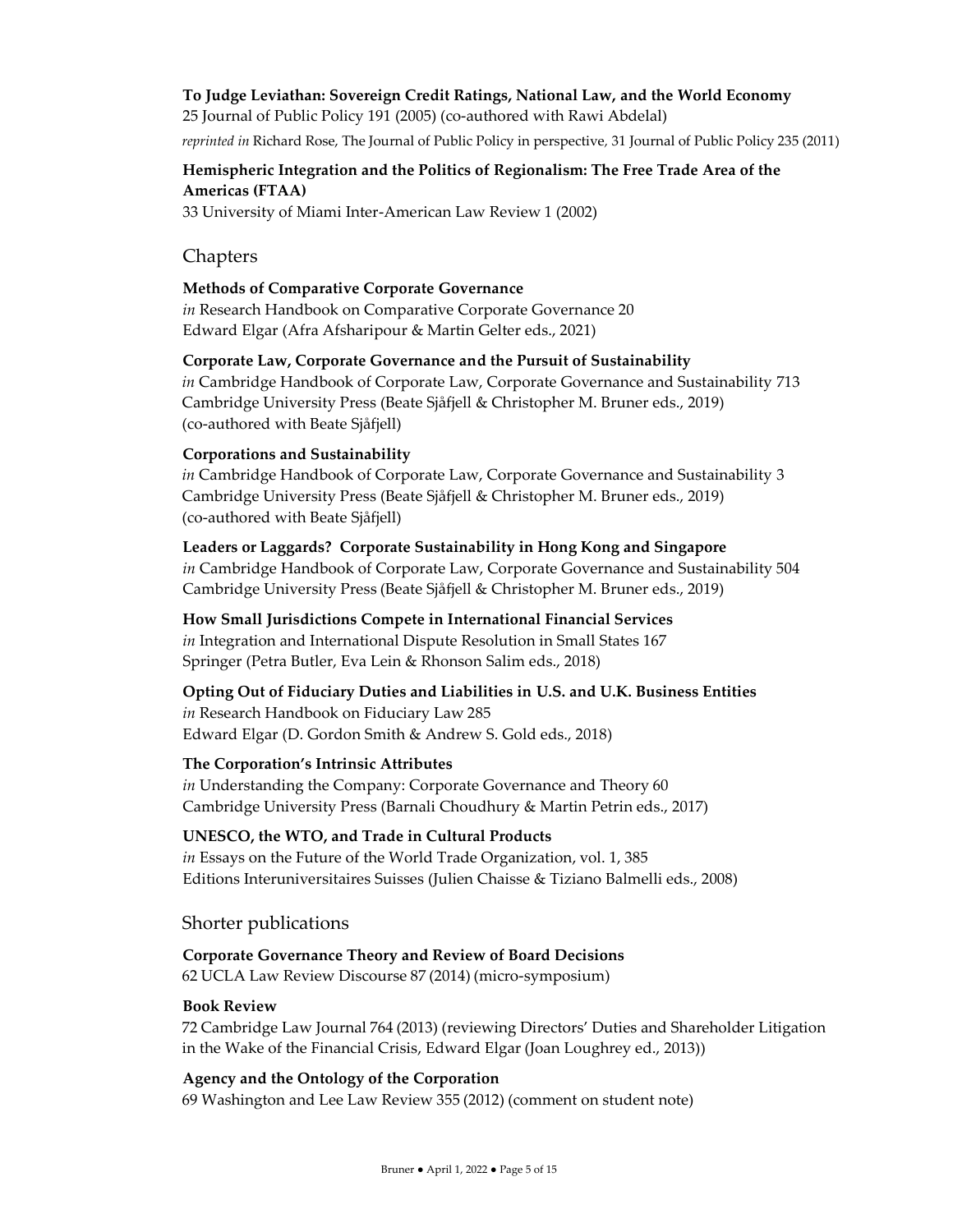**To Judge Leviathan: Sovereign Credit Ratings, National Law, and the World Economy**
25 Journal of Public Policy 191 (2005) (co-authored with Rawi Abdelal)
*reprinted in* Richard Rose, The Journal of Public Policy in perspective, 31 Journal of Public Policy 235 (2011)

**Hemispheric Integration and the Politics of Regionalism: The Free Trade Area of the Americas (FTAA)**
33 University of Miami Inter-American Law Review 1 (2002)

## Chapters

**Methods of Comparative Corporate Governance**
*in* Research Handbook on Comparative Corporate Governance 20
Edward Elgar (Afra Afsharipour & Martin Gelter eds., 2021)

**Corporate Law, Corporate Governance and the Pursuit of Sustainability**
*in* Cambridge Handbook of Corporate Law, Corporate Governance and Sustainability 713
Cambridge University Press (Beate Sjåfjell & Christopher M. Bruner eds., 2019)
(co-authored with Beate Sjåfjell)

**Corporations and Sustainability**
*in* Cambridge Handbook of Corporate Law, Corporate Governance and Sustainability 3
Cambridge University Press (Beate Sjåfjell & Christopher M. Bruner eds., 2019)
(co-authored with Beate Sjåfjell)

**Leaders or Laggards? Corporate Sustainability in Hong Kong and Singapore**
*in* Cambridge Handbook of Corporate Law, Corporate Governance and Sustainability 504
Cambridge University Press (Beate Sjåfjell & Christopher M. Bruner eds., 2019)

**How Small Jurisdictions Compete in International Financial Services**
*in* Integration and International Dispute Resolution in Small States 167
Springer (Petra Butler, Eva Lein & Rhonson Salim eds., 2018)

**Opting Out of Fiduciary Duties and Liabilities in U.S. and U.K. Business Entities**
*in* Research Handbook on Fiduciary Law 285
Edward Elgar (D. Gordon Smith & Andrew S. Gold eds., 2018)

**The Corporation's Intrinsic Attributes**
*in* Understanding the Company: Corporate Governance and Theory 60
Cambridge University Press (Barnali Choudhury & Martin Petrin eds., 2017)

**UNESCO, the WTO, and Trade in Cultural Products**
*in* Essays on the Future of the World Trade Organization, vol. 1, 385
Editions Interuniversitaires Suisses (Julien Chaisse & Tiziano Balmelli eds., 2008)

## Shorter publications

**Corporate Governance Theory and Review of Board Decisions**
62 UCLA Law Review Discourse 87 (2014) (micro-symposium)

**Book Review**
72 Cambridge Law Journal 764 (2013) (reviewing Directors' Duties and Shareholder Litigation in the Wake of the Financial Crisis, Edward Elgar (Joan Loughrey ed., 2013))

**Agency and the Ontology of the Corporation**
69 Washington and Lee Law Review 355 (2012) (comment on student note)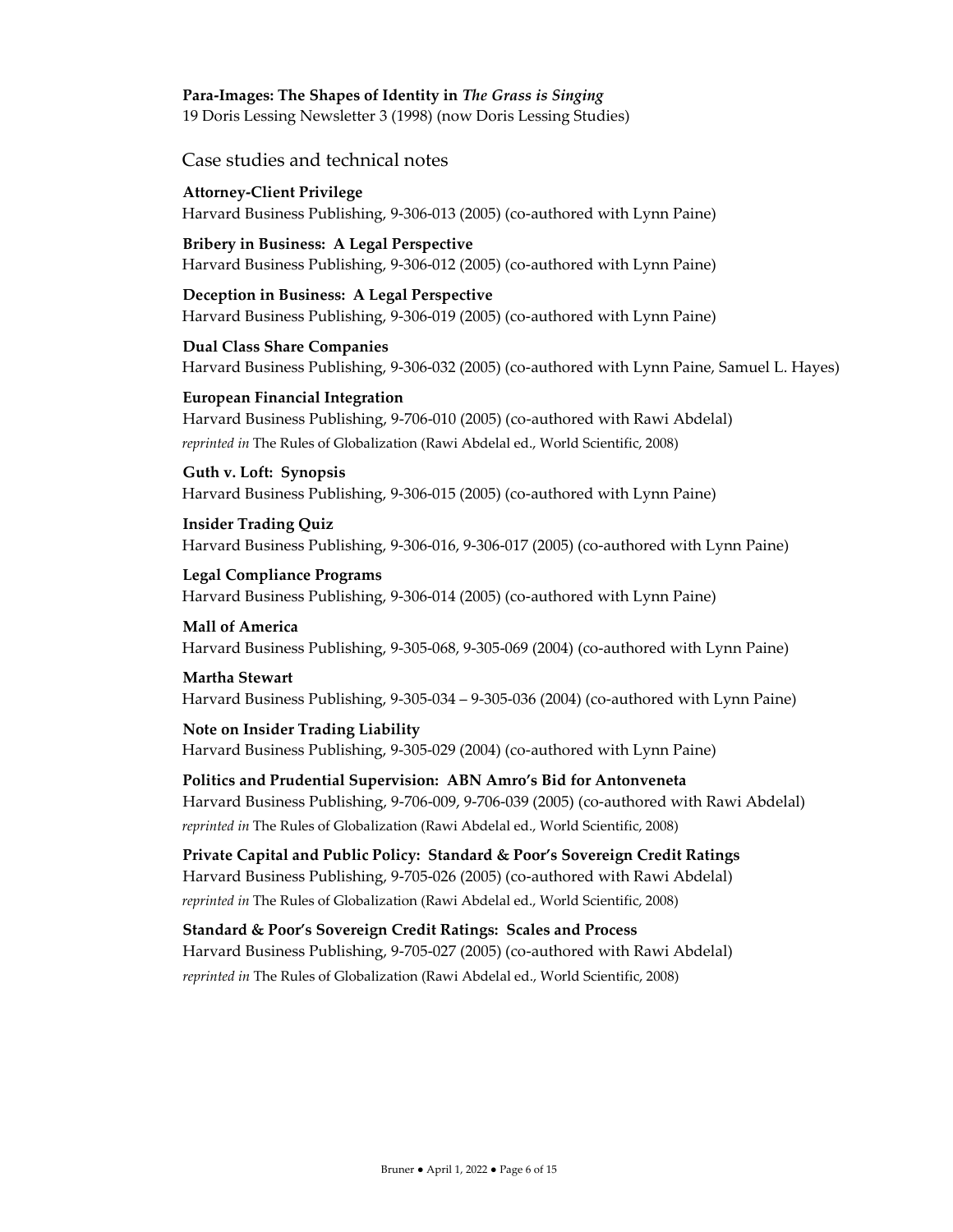**Para-Images: The Shapes of Identity in *The Grass is Singing***
19 Doris Lessing Newsletter 3 (1998) (now Doris Lessing Studies)

## Case studies and technical notes

**Attorney-Client Privilege**
Harvard Business Publishing, 9-306-013 (2005) (co-authored with Lynn Paine)

**Bribery in Business: A Legal Perspective**
Harvard Business Publishing, 9-306-012 (2005) (co-authored with Lynn Paine)

**Deception in Business: A Legal Perspective**
Harvard Business Publishing, 9-306-019 (2005) (co-authored with Lynn Paine)

**Dual Class Share Companies**
Harvard Business Publishing, 9-306-032 (2005) (co-authored with Lynn Paine, Samuel L. Hayes)

**European Financial Integration**
Harvard Business Publishing, 9-706-010 (2005) (co-authored with Rawi Abdelal)
*reprinted in* The Rules of Globalization (Rawi Abdelal ed., World Scientific, 2008)

**Guth v. Loft: Synopsis**
Harvard Business Publishing, 9-306-015 (2005) (co-authored with Lynn Paine)

**Insider Trading Quiz**
Harvard Business Publishing, 9-306-016, 9-306-017 (2005) (co-authored with Lynn Paine)

**Legal Compliance Programs**
Harvard Business Publishing, 9-306-014 (2005) (co-authored with Lynn Paine)

**Mall of America**
Harvard Business Publishing, 9-305-068, 9-305-069 (2004) (co-authored with Lynn Paine)

**Martha Stewart**
Harvard Business Publishing, 9-305-034 – 9-305-036 (2004) (co-authored with Lynn Paine)

**Note on Insider Trading Liability**
Harvard Business Publishing, 9-305-029 (2004) (co-authored with Lynn Paine)

**Politics and Prudential Supervision: ABN Amro's Bid for Antonveneta**
Harvard Business Publishing, 9-706-009, 9-706-039 (2005) (co-authored with Rawi Abdelal)
*reprinted in* The Rules of Globalization (Rawi Abdelal ed., World Scientific, 2008)

**Private Capital and Public Policy: Standard & Poor's Sovereign Credit Ratings**
Harvard Business Publishing, 9-705-026 (2005) (co-authored with Rawi Abdelal)
*reprinted in* The Rules of Globalization (Rawi Abdelal ed., World Scientific, 2008)

**Standard & Poor's Sovereign Credit Ratings: Scales and Process**
Harvard Business Publishing, 9-705-027 (2005) (co-authored with Rawi Abdelal)
*reprinted in* The Rules of Globalization (Rawi Abdelal ed., World Scientific, 2008)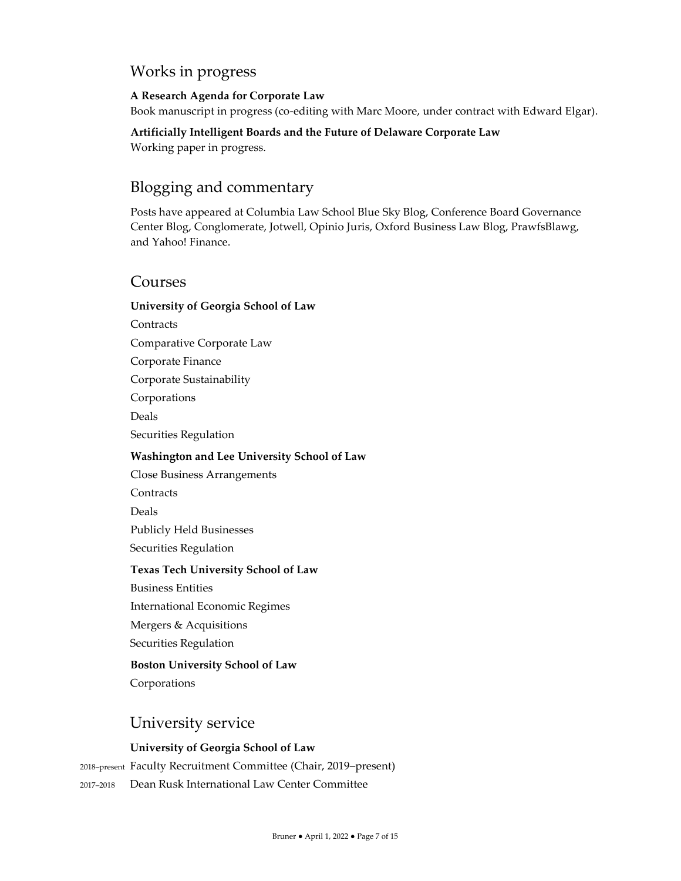## Works in progress

**A Research Agenda for Corporate Law**
Book manuscript in progress (co-editing with Marc Moore, under contract with Edward Elgar).

**Artificially Intelligent Boards and the Future of Delaware Corporate Law**
Working paper in progress.

## Blogging and commentary

Posts have appeared at Columbia Law School Blue Sky Blog, Conference Board Governance Center Blog, Conglomerate, Jotwell, Opinio Juris, Oxford Business Law Blog, PrawfsBlawg, and Yahoo! Finance.

## Courses

**University of Georgia School of Law**

Contracts

Comparative Corporate Law

Corporate Finance

Corporate Sustainability

Corporations

Deals

Securities Regulation

**Washington and Lee University School of Law**

Close Business Arrangements

Contracts

Deals

Publicly Held Businesses

Securities Regulation

**Texas Tech University School of Law**

Business Entities

International Economic Regimes

Mergers & Acquisitions

Securities Regulation

**Boston University School of Law**

Corporations

## University service

**University of Georgia School of Law**

2018–present Faculty Recruitment Committee (Chair, 2019–present)

2017–2018 Dean Rusk International Law Center Committee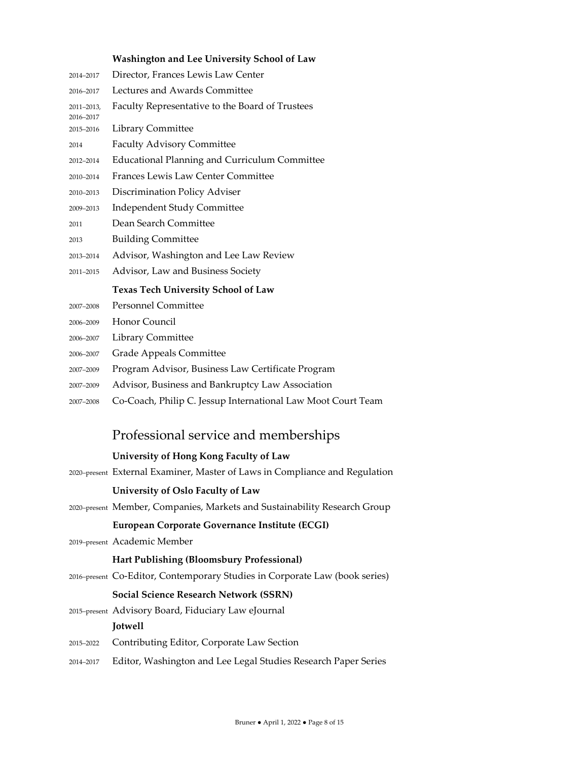**Washington and Lee University School of Law**

2014–2017 Director, Frances Lewis Law Center

2016–2017 Lectures and Awards Committee

2011–2013, 2016–2017 Faculty Representative to the Board of Trustees

2015–2016 Library Committee

2014 Faculty Advisory Committee

2012–2014 Educational Planning and Curriculum Committee

2010–2014 Frances Lewis Law Center Committee

2010–2013 Discrimination Policy Adviser

2009–2013 Independent Study Committee

2011 Dean Search Committee

2013 Building Committee

2013–2014 Advisor, Washington and Lee Law Review

2011–2015 Advisor, Law and Business Society

**Texas Tech University School of Law**

2007–2008 Personnel Committee

2006–2009 Honor Council

2006–2007 Library Committee

2006–2007 Grade Appeals Committee

2007–2009 Program Advisor, Business Law Certificate Program

2007–2009 Advisor, Business and Bankruptcy Law Association

2007–2008 Co-Coach, Philip C. Jessup International Law Moot Court Team

## Professional service and memberships

**University of Hong Kong Faculty of Law**

2020–present External Examiner, Master of Laws in Compliance and Regulation

**University of Oslo Faculty of Law**

2020–present Member, Companies, Markets and Sustainability Research Group

**European Corporate Governance Institute (ECGI)**

2019–present Academic Member

**Hart Publishing (Bloomsbury Professional)**

2016–present Co-Editor, Contemporary Studies in Corporate Law (book series)

**Social Science Research Network (SSRN)**

2015–present Advisory Board, Fiduciary Law eJournal

**Jotwell**

2015–2022 Contributing Editor, Corporate Law Section

2014–2017 Editor, Washington and Lee Legal Studies Research Paper Series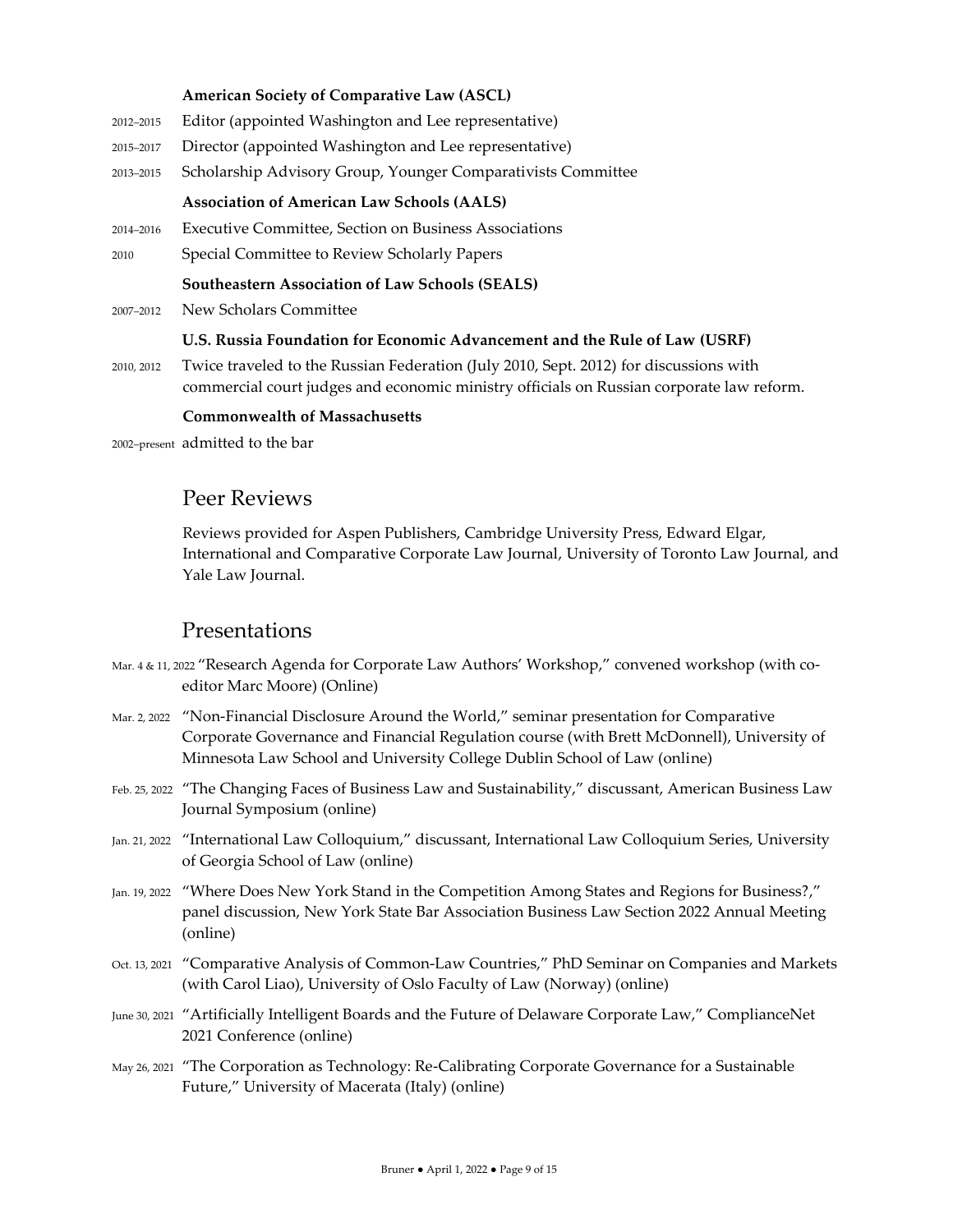**American Society of Comparative Law (ASCL)**

2012–2015 Editor (appointed Washington and Lee representative)

2015–2017 Director (appointed Washington and Lee representative)

2013–2015 Scholarship Advisory Group, Younger Comparativists Committee

**Association of American Law Schools (AALS)**

2014–2016 Executive Committee, Section on Business Associations

2010 Special Committee to Review Scholarly Papers

**Southeastern Association of Law Schools (SEALS)**

2007–2012 New Scholars Committee

**U.S. Russia Foundation for Economic Advancement and the Rule of Law (USRF)**

2010, 2012 Twice traveled to the Russian Federation (July 2010, Sept. 2012) for discussions with commercial court judges and economic ministry officials on Russian corporate law reform.

**Commonwealth of Massachusetts**

2002–present admitted to the bar

## Peer Reviews

Reviews provided for Aspen Publishers, Cambridge University Press, Edward Elgar, International and Comparative Corporate Law Journal, University of Toronto Law Journal, and Yale Law Journal.

## Presentations

Mar. 4 & 11, 2022 "Research Agenda for Corporate Law Authors' Workshop," convened workshop (with co-editor Marc Moore) (Online)

Mar. 2, 2022 "Non-Financial Disclosure Around the World," seminar presentation for Comparative Corporate Governance and Financial Regulation course (with Brett McDonnell), University of Minnesota Law School and University College Dublin School of Law (online)

Feb. 25, 2022 "The Changing Faces of Business Law and Sustainability," discussant, American Business Law Journal Symposium (online)

Jan. 21, 2022 "International Law Colloquium," discussant, International Law Colloquium Series, University of Georgia School of Law (online)

Jan. 19, 2022 "Where Does New York Stand in the Competition Among States and Regions for Business?," panel discussion, New York State Bar Association Business Law Section 2022 Annual Meeting (online)

Oct. 13, 2021 "Comparative Analysis of Common-Law Countries," PhD Seminar on Companies and Markets (with Carol Liao), University of Oslo Faculty of Law (Norway) (online)

June 30, 2021 "Artificially Intelligent Boards and the Future of Delaware Corporate Law," ComplianceNet 2021 Conference (online)

May 26, 2021 "The Corporation as Technology: Re-Calibrating Corporate Governance for a Sustainable Future," University of Macerata (Italy) (online)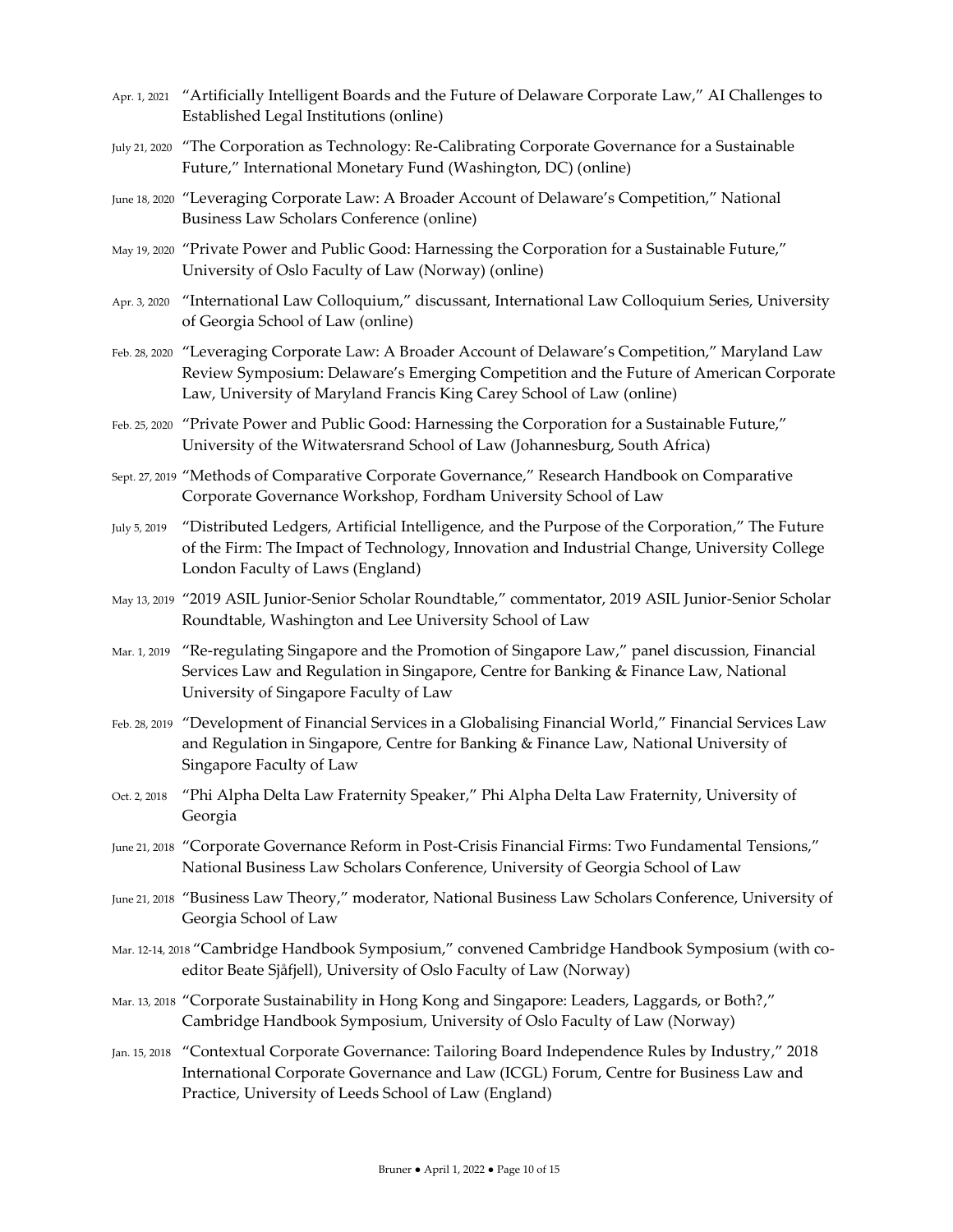Apr. 1, 2021 "Artificially Intelligent Boards and the Future of Delaware Corporate Law," AI Challenges to Established Legal Institutions (online)

July 21, 2020 "The Corporation as Technology: Re-Calibrating Corporate Governance for a Sustainable Future," International Monetary Fund (Washington, DC) (online)

June 18, 2020 "Leveraging Corporate Law: A Broader Account of Delaware's Competition," National Business Law Scholars Conference (online)

May 19, 2020 "Private Power and Public Good: Harnessing the Corporation for a Sustainable Future," University of Oslo Faculty of Law (Norway) (online)

Apr. 3, 2020 "International Law Colloquium," discussant, International Law Colloquium Series, University of Georgia School of Law (online)

Feb. 28, 2020 "Leveraging Corporate Law: A Broader Account of Delaware's Competition," Maryland Law Review Symposium: Delaware's Emerging Competition and the Future of American Corporate Law, University of Maryland Francis King Carey School of Law (online)

Feb. 25, 2020 "Private Power and Public Good: Harnessing the Corporation for a Sustainable Future," University of the Witwatersrand School of Law (Johannesburg, South Africa)

Sept. 27, 2019 "Methods of Comparative Corporate Governance," Research Handbook on Comparative Corporate Governance Workshop, Fordham University School of Law

July 5, 2019 "Distributed Ledgers, Artificial Intelligence, and the Purpose of the Corporation," The Future of the Firm: The Impact of Technology, Innovation and Industrial Change, University College London Faculty of Laws (England)

May 13, 2019 "2019 ASIL Junior-Senior Scholar Roundtable," commentator, 2019 ASIL Junior-Senior Scholar Roundtable, Washington and Lee University School of Law

Mar. 1, 2019 "Re-regulating Singapore and the Promotion of Singapore Law," panel discussion, Financial Services Law and Regulation in Singapore, Centre for Banking & Finance Law, National University of Singapore Faculty of Law

Feb. 28, 2019 "Development of Financial Services in a Globalising Financial World," Financial Services Law and Regulation in Singapore, Centre for Banking & Finance Law, National University of Singapore Faculty of Law

Oct. 2, 2018 "Phi Alpha Delta Law Fraternity Speaker," Phi Alpha Delta Law Fraternity, University of Georgia

June 21, 2018 "Corporate Governance Reform in Post-Crisis Financial Firms: Two Fundamental Tensions," National Business Law Scholars Conference, University of Georgia School of Law

June 21, 2018 "Business Law Theory," moderator, National Business Law Scholars Conference, University of Georgia School of Law

Mar. 12-14, 2018 "Cambridge Handbook Symposium," convened Cambridge Handbook Symposium (with co-editor Beate Sjåfjell), University of Oslo Faculty of Law (Norway)

Mar. 13, 2018 "Corporate Sustainability in Hong Kong and Singapore: Leaders, Laggards, or Both?," Cambridge Handbook Symposium, University of Oslo Faculty of Law (Norway)

Jan. 15, 2018 "Contextual Corporate Governance: Tailoring Board Independence Rules by Industry," 2018 International Corporate Governance and Law (ICGL) Forum, Centre for Business Law and Practice, University of Leeds School of Law (England)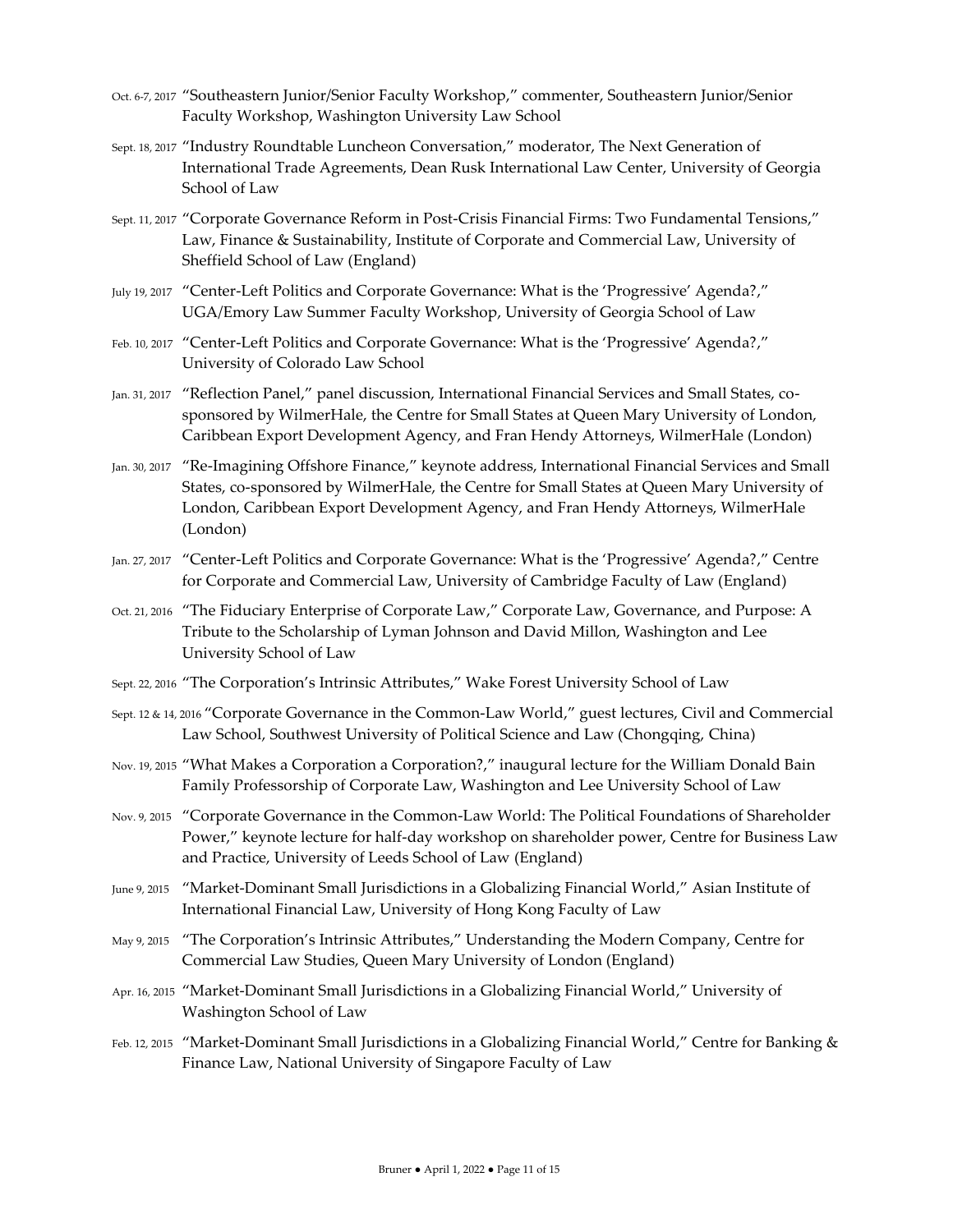Oct. 6-7, 2017 "Southeastern Junior/Senior Faculty Workshop," commenter, Southeastern Junior/Senior Faculty Workshop, Washington University Law School

Sept. 18, 2017 "Industry Roundtable Luncheon Conversation," moderator, The Next Generation of International Trade Agreements, Dean Rusk International Law Center, University of Georgia School of Law

Sept. 11, 2017 "Corporate Governance Reform in Post-Crisis Financial Firms: Two Fundamental Tensions," Law, Finance & Sustainability, Institute of Corporate and Commercial Law, University of Sheffield School of Law (England)

July 19, 2017 "Center-Left Politics and Corporate Governance: What is the 'Progressive' Agenda?," UGA/Emory Law Summer Faculty Workshop, University of Georgia School of Law

Feb. 10, 2017 "Center-Left Politics and Corporate Governance: What is the 'Progressive' Agenda?," University of Colorado Law School

Jan. 31, 2017 "Reflection Panel," panel discussion, International Financial Services and Small States, co-sponsored by WilmerHale, the Centre for Small States at Queen Mary University of London, Caribbean Export Development Agency, and Fran Hendy Attorneys, WilmerHale (London)

Jan. 30, 2017 "Re-Imagining Offshore Finance," keynote address, International Financial Services and Small States, co-sponsored by WilmerHale, the Centre for Small States at Queen Mary University of London, Caribbean Export Development Agency, and Fran Hendy Attorneys, WilmerHale (London)

Jan. 27, 2017 "Center-Left Politics and Corporate Governance: What is the 'Progressive' Agenda?," Centre for Corporate and Commercial Law, University of Cambridge Faculty of Law (England)

Oct. 21, 2016 "The Fiduciary Enterprise of Corporate Law," Corporate Law, Governance, and Purpose: A Tribute to the Scholarship of Lyman Johnson and David Millon, Washington and Lee University School of Law

Sept. 22, 2016 "The Corporation's Intrinsic Attributes," Wake Forest University School of Law

Sept. 12 & 14, 2016 "Corporate Governance in the Common-Law World," guest lectures, Civil and Commercial Law School, Southwest University of Political Science and Law (Chongqing, China)

Nov. 19, 2015 "What Makes a Corporation a Corporation?," inaugural lecture for the William Donald Bain Family Professorship of Corporate Law, Washington and Lee University School of Law

Nov. 9, 2015 "Corporate Governance in the Common-Law World: The Political Foundations of Shareholder Power," keynote lecture for half-day workshop on shareholder power, Centre for Business Law and Practice, University of Leeds School of Law (England)

June 9, 2015 "Market-Dominant Small Jurisdictions in a Globalizing Financial World," Asian Institute of International Financial Law, University of Hong Kong Faculty of Law

May 9, 2015 "The Corporation's Intrinsic Attributes," Understanding the Modern Company, Centre for Commercial Law Studies, Queen Mary University of London (England)

Apr. 16, 2015 "Market-Dominant Small Jurisdictions in a Globalizing Financial World," University of Washington School of Law

Feb. 12, 2015 "Market-Dominant Small Jurisdictions in a Globalizing Financial World," Centre for Banking & Finance Law, National University of Singapore Faculty of Law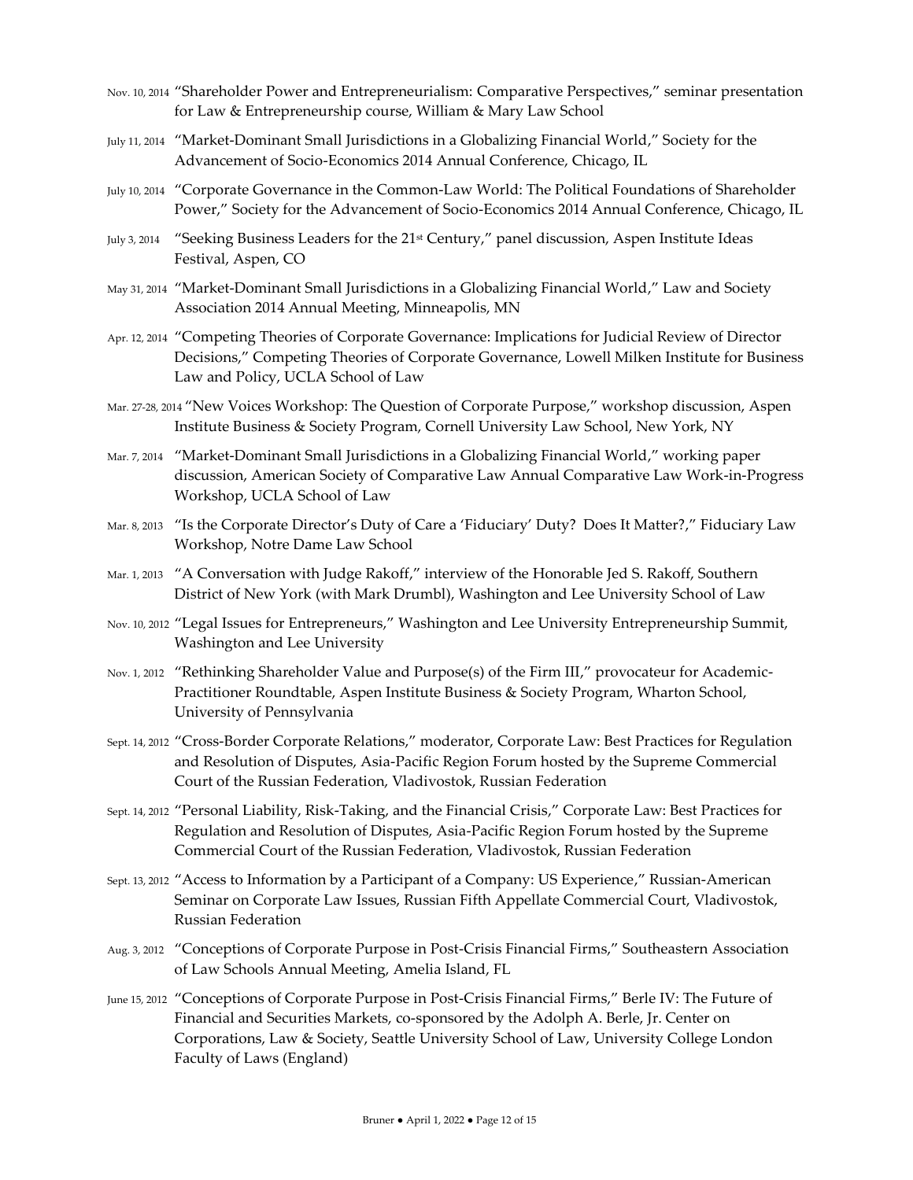Nov. 10, 2014 "Shareholder Power and Entrepreneurialism: Comparative Perspectives," seminar presentation for Law & Entrepreneurship course, William & Mary Law School

July 11, 2014 "Market-Dominant Small Jurisdictions in a Globalizing Financial World," Society for the Advancement of Socio-Economics 2014 Annual Conference, Chicago, IL

July 10, 2014 "Corporate Governance in the Common-Law World: The Political Foundations of Shareholder Power," Society for the Advancement of Socio-Economics 2014 Annual Conference, Chicago, IL

July 3, 2014 "Seeking Business Leaders for the 21st Century," panel discussion, Aspen Institute Ideas Festival, Aspen, CO

May 31, 2014 "Market-Dominant Small Jurisdictions in a Globalizing Financial World," Law and Society Association 2014 Annual Meeting, Minneapolis, MN

Apr. 12, 2014 "Competing Theories of Corporate Governance: Implications for Judicial Review of Director Decisions," Competing Theories of Corporate Governance, Lowell Milken Institute for Business Law and Policy, UCLA School of Law

Mar. 27-28, 2014 "New Voices Workshop: The Question of Corporate Purpose," workshop discussion, Aspen Institute Business & Society Program, Cornell University Law School, New York, NY

Mar. 7, 2014 "Market-Dominant Small Jurisdictions in a Globalizing Financial World," working paper discussion, American Society of Comparative Law Annual Comparative Law Work-in-Progress Workshop, UCLA School of Law

Mar. 8, 2013 "Is the Corporate Director's Duty of Care a 'Fiduciary' Duty? Does It Matter?," Fiduciary Law Workshop, Notre Dame Law School

Mar. 1, 2013 "A Conversation with Judge Rakoff," interview of the Honorable Jed S. Rakoff, Southern District of New York (with Mark Drumbl), Washington and Lee University School of Law

Nov. 10, 2012 "Legal Issues for Entrepreneurs," Washington and Lee University Entrepreneurship Summit, Washington and Lee University

Nov. 1, 2012 "Rethinking Shareholder Value and Purpose(s) of the Firm III," provocateur for Academic-Practitioner Roundtable, Aspen Institute Business & Society Program, Wharton School, University of Pennsylvania

Sept. 14, 2012 "Cross-Border Corporate Relations," moderator, Corporate Law: Best Practices for Regulation and Resolution of Disputes, Asia-Pacific Region Forum hosted by the Supreme Commercial Court of the Russian Federation, Vladivostok, Russian Federation

Sept. 14, 2012 "Personal Liability, Risk-Taking, and the Financial Crisis," Corporate Law: Best Practices for Regulation and Resolution of Disputes, Asia-Pacific Region Forum hosted by the Supreme Commercial Court of the Russian Federation, Vladivostok, Russian Federation

Sept. 13, 2012 "Access to Information by a Participant of a Company: US Experience," Russian-American Seminar on Corporate Law Issues, Russian Fifth Appellate Commercial Court, Vladivostok, Russian Federation

Aug. 3, 2012 "Conceptions of Corporate Purpose in Post-Crisis Financial Firms," Southeastern Association of Law Schools Annual Meeting, Amelia Island, FL

June 15, 2012 "Conceptions of Corporate Purpose in Post-Crisis Financial Firms," Berle IV: The Future of Financial and Securities Markets, co-sponsored by the Adolph A. Berle, Jr. Center on Corporations, Law & Society, Seattle University School of Law, University College London Faculty of Laws (England)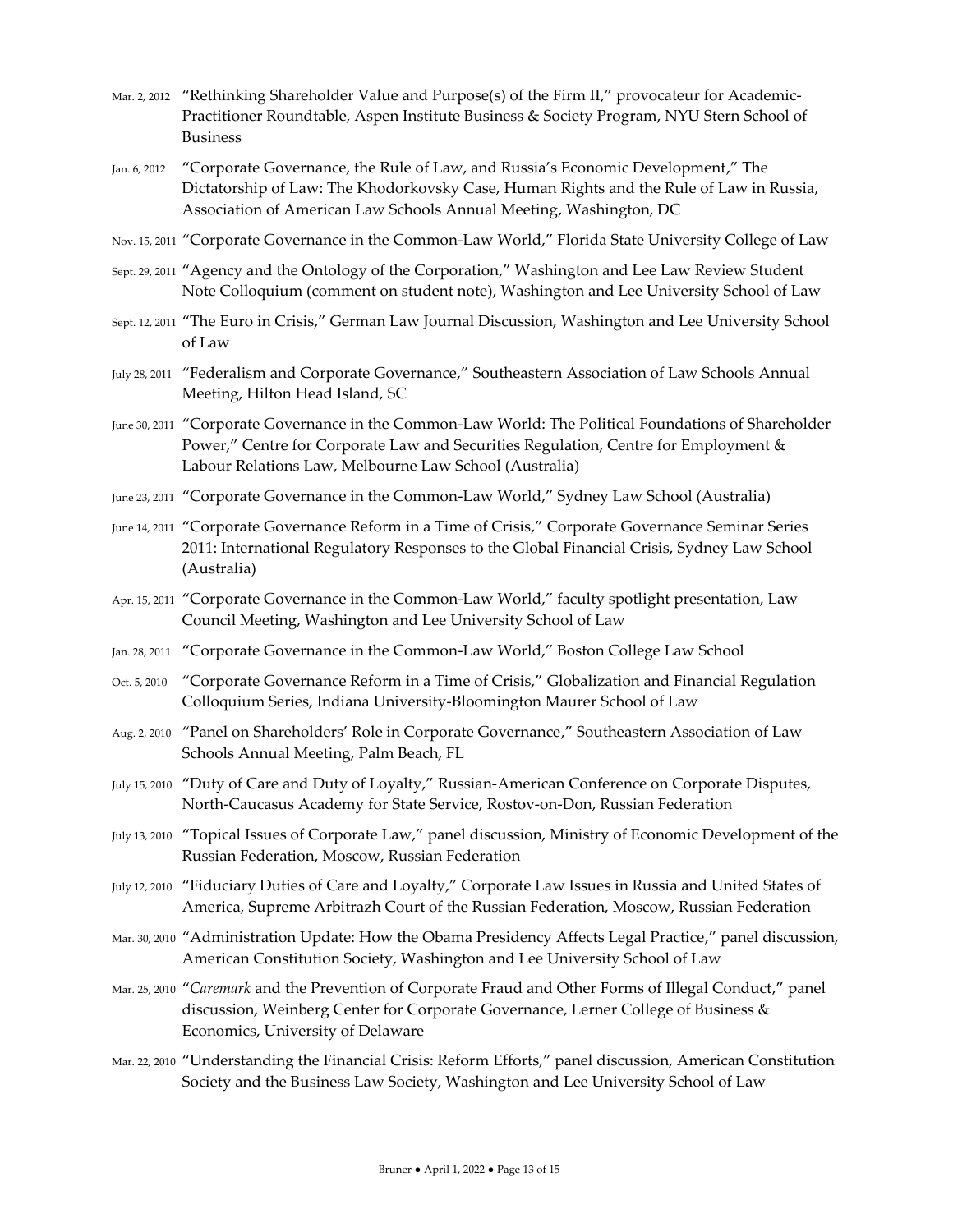Mar. 2, 2012 "Rethinking Shareholder Value and Purpose(s) of the Firm II," provocateur for Academic-Practitioner Roundtable, Aspen Institute Business & Society Program, NYU Stern School of Business

Jan. 6, 2012 "Corporate Governance, the Rule of Law, and Russia's Economic Development," The Dictatorship of Law: The Khodorkovsky Case, Human Rights and the Rule of Law in Russia, Association of American Law Schools Annual Meeting, Washington, DC

Nov. 15, 2011 "Corporate Governance in the Common-Law World," Florida State University College of Law

Sept. 29, 2011 "Agency and the Ontology of the Corporation," Washington and Lee Law Review Student Note Colloquium (comment on student note), Washington and Lee University School of Law

Sept. 12, 2011 "The Euro in Crisis," German Law Journal Discussion, Washington and Lee University School of Law

July 28, 2011 "Federalism and Corporate Governance," Southeastern Association of Law Schools Annual Meeting, Hilton Head Island, SC

June 30, 2011 "Corporate Governance in the Common-Law World: The Political Foundations of Shareholder Power," Centre for Corporate Law and Securities Regulation, Centre for Employment & Labour Relations Law, Melbourne Law School (Australia)

June 23, 2011 "Corporate Governance in the Common-Law World," Sydney Law School (Australia)

June 14, 2011 "Corporate Governance Reform in a Time of Crisis," Corporate Governance Seminar Series 2011: International Regulatory Responses to the Global Financial Crisis, Sydney Law School (Australia)

Apr. 15, 2011 "Corporate Governance in the Common-Law World," faculty spotlight presentation, Law Council Meeting, Washington and Lee University School of Law

Jan. 28, 2011 "Corporate Governance in the Common-Law World," Boston College Law School

Oct. 5, 2010 "Corporate Governance Reform in a Time of Crisis," Globalization and Financial Regulation Colloquium Series, Indiana University-Bloomington Maurer School of Law

Aug. 2, 2010 "Panel on Shareholders' Role in Corporate Governance," Southeastern Association of Law Schools Annual Meeting, Palm Beach, FL

July 15, 2010 "Duty of Care and Duty of Loyalty," Russian-American Conference on Corporate Disputes, North-Caucasus Academy for State Service, Rostov-on-Don, Russian Federation

July 13, 2010 "Topical Issues of Corporate Law," panel discussion, Ministry of Economic Development of the Russian Federation, Moscow, Russian Federation

July 12, 2010 "Fiduciary Duties of Care and Loyalty," Corporate Law Issues in Russia and United States of America, Supreme Arbitrazh Court of the Russian Federation, Moscow, Russian Federation

Mar. 30, 2010 "Administration Update: How the Obama Presidency Affects Legal Practice," panel discussion, American Constitution Society, Washington and Lee University School of Law

Mar. 25, 2010 "*Caremark* and the Prevention of Corporate Fraud and Other Forms of Illegal Conduct," panel discussion, Weinberg Center for Corporate Governance, Lerner College of Business & Economics, University of Delaware

Mar. 22, 2010 "Understanding the Financial Crisis: Reform Efforts," panel discussion, American Constitution Society and the Business Law Society, Washington and Lee University School of Law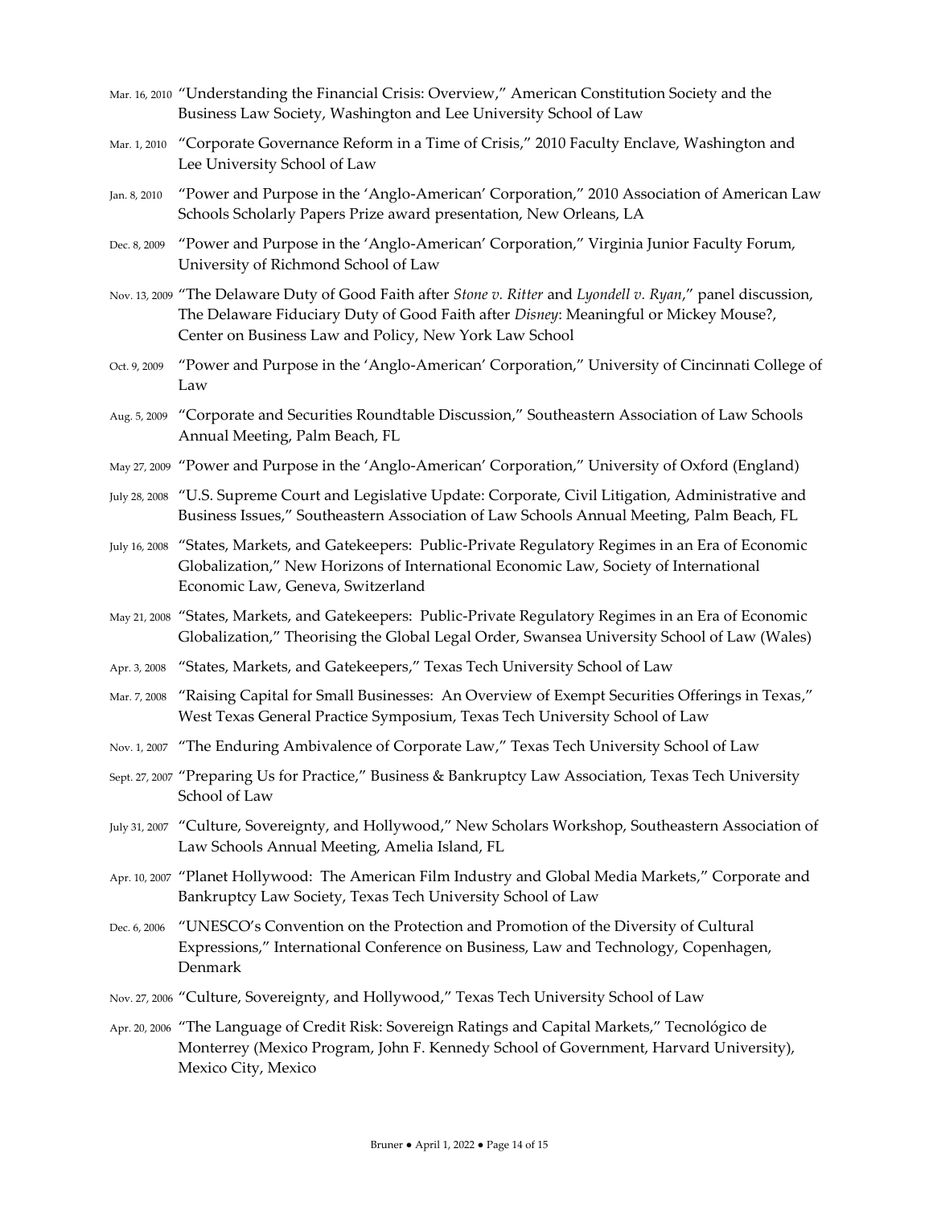Mar. 16, 2010 "Understanding the Financial Crisis: Overview," American Constitution Society and the Business Law Society, Washington and Lee University School of Law

Mar. 1, 2010 "Corporate Governance Reform in a Time of Crisis," 2010 Faculty Enclave, Washington and Lee University School of Law

Jan. 8, 2010 "Power and Purpose in the 'Anglo-American' Corporation," 2010 Association of American Law Schools Scholarly Papers Prize award presentation, New Orleans, LA

Dec. 8, 2009 "Power and Purpose in the 'Anglo-American' Corporation," Virginia Junior Faculty Forum, University of Richmond School of Law

Nov. 13, 2009 "The Delaware Duty of Good Faith after *Stone v. Ritter* and *Lyondell v. Ryan*," panel discussion, The Delaware Fiduciary Duty of Good Faith after *Disney*: Meaningful or Mickey Mouse?, Center on Business Law and Policy, New York Law School

Oct. 9, 2009 "Power and Purpose in the 'Anglo-American' Corporation," University of Cincinnati College of Law

Aug. 5, 2009 "Corporate and Securities Roundtable Discussion," Southeastern Association of Law Schools Annual Meeting, Palm Beach, FL

May 27, 2009 "Power and Purpose in the 'Anglo-American' Corporation," University of Oxford (England)

July 28, 2008 "U.S. Supreme Court and Legislative Update: Corporate, Civil Litigation, Administrative and Business Issues," Southeastern Association of Law Schools Annual Meeting, Palm Beach, FL

July 16, 2008 "States, Markets, and Gatekeepers: Public-Private Regulatory Regimes in an Era of Economic Globalization," New Horizons of International Economic Law, Society of International Economic Law, Geneva, Switzerland

May 21, 2008 "States, Markets, and Gatekeepers: Public-Private Regulatory Regimes in an Era of Economic Globalization," Theorising the Global Legal Order, Swansea University School of Law (Wales)

Apr. 3, 2008 "States, Markets, and Gatekeepers," Texas Tech University School of Law

Mar. 7, 2008 "Raising Capital for Small Businesses: An Overview of Exempt Securities Offerings in Texas," West Texas General Practice Symposium, Texas Tech University School of Law

Nov. 1, 2007 "The Enduring Ambivalence of Corporate Law," Texas Tech University School of Law

Sept. 27, 2007 "Preparing Us for Practice," Business & Bankruptcy Law Association, Texas Tech University School of Law

July 31, 2007 "Culture, Sovereignty, and Hollywood," New Scholars Workshop, Southeastern Association of Law Schools Annual Meeting, Amelia Island, FL

Apr. 10, 2007 "Planet Hollywood: The American Film Industry and Global Media Markets," Corporate and Bankruptcy Law Society, Texas Tech University School of Law

Dec. 6, 2006 "UNESCO's Convention on the Protection and Promotion of the Diversity of Cultural Expressions," International Conference on Business, Law and Technology, Copenhagen, Denmark

Nov. 27, 2006 "Culture, Sovereignty, and Hollywood," Texas Tech University School of Law

Apr. 20, 2006 "The Language of Credit Risk: Sovereign Ratings and Capital Markets," Tecnológico de Monterrey (Mexico Program, John F. Kennedy School of Government, Harvard University), Mexico City, Mexico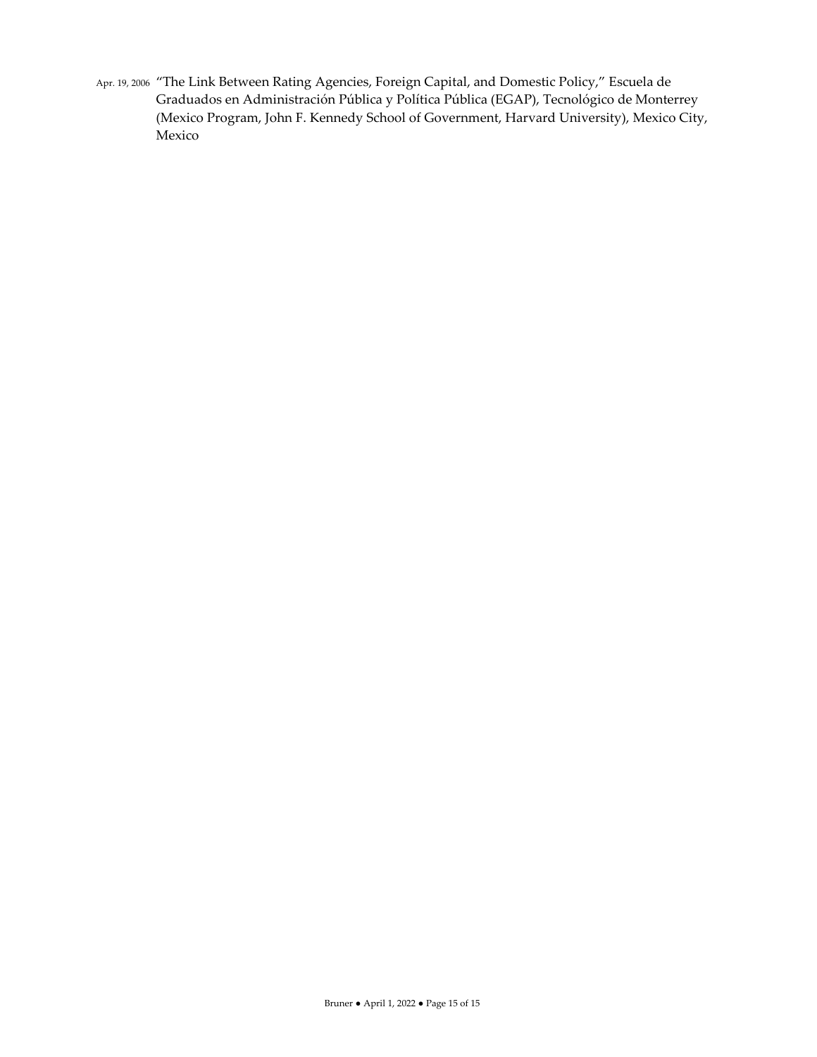Apr. 19, 2006 "The Link Between Rating Agencies, Foreign Capital, and Domestic Policy," Escuela de Graduados en Administración Pública y Política Pública (EGAP), Tecnológico de Monterrey (Mexico Program, John F. Kennedy School of Government, Harvard University), Mexico City, Mexico